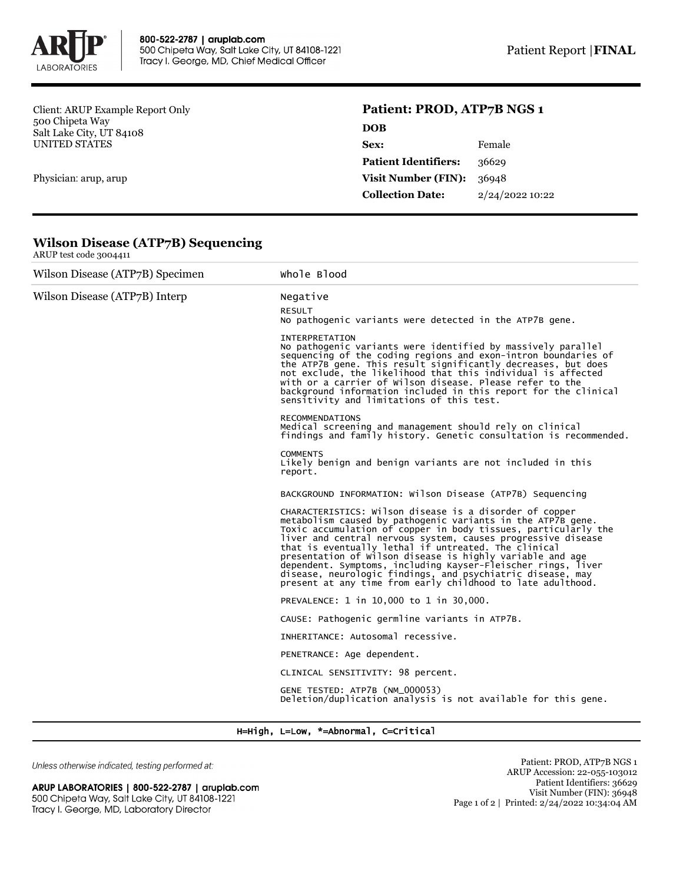800-522-2787 | aruplab.com
500 Chipeta Way, Salt Lake City, UT 84108-1221
Tracy I. George, MD, Chief Medical Officer

Patient Report | **FINAL**

Client: ARUP Example Report Only
500 Chipeta Way
Salt Lake City, UT 84108
UNITED STATES

Physician: arup, arup

**Patient: PROD, ATP7B NGS 1**

| | |
|---|---|
| **DOB** | |
| **Sex:** | Female |
| **Patient Identifiers:** | 36629 |
| **Visit Number (FIN):** | 36948 |
| **Collection Date:** | 2/24/2022 10:22 |

## Wilson Disease (ATP7B) Sequencing

ARUP test code 3004411

| | |
|---|---|
| Wilson Disease (ATP7B) Specimen | Whole Blood |
| Wilson Disease (ATP7B) Interp | Negative |

RESULT
No pathogenic variants were detected in the ATP7B gene.

INTERPRETATION
No pathogenic variants were identified by massively parallel sequencing of the coding regions and exon-intron boundaries of the ATP7B gene. This result significantly decreases, but does not exclude, the likelihood that this individual is affected with or a carrier of Wilson disease. Please refer to the background information included in this report for the clinical sensitivity and limitations of this test.

RECOMMENDATIONS
Medical screening and management should rely on clinical findings and family history. Genetic consultation is recommended.

COMMENTS
Likely benign and benign variants are not included in this report.

BACKGROUND INFORMATION: Wilson Disease (ATP7B) Sequencing

CHARACTERISTICS: Wilson disease is a disorder of copper metabolism caused by pathogenic variants in the ATP7B gene. Toxic accumulation of copper in body tissues, particularly the liver and central nervous system, causes progressive disease that is eventually lethal if untreated. The clinical presentation of Wilson disease is highly variable and age dependent. Symptoms, including Kayser-Fleischer rings, liver disease, neurologic findings, and psychiatric disease, may present at any time from early childhood to late adulthood.

PREVALENCE: 1 in 10,000 to 1 in 30,000.

CAUSE: Pathogenic germline variants in ATP7B.

INHERITANCE: Autosomal recessive.

PENETRANCE: Age dependent.

CLINICAL SENSITIVITY: 98 percent.

GENE TESTED: ATP7B (NM_000053)
Deletion/duplication analysis is not available for this gene.

H=High, L=Low, *=Abnormal, C=Critical

*Unless otherwise indicated, testing performed at:*

**ARUP LABORATORIES | 800-522-2787 | aruplab.com**
500 Chipeta Way, Salt Lake City, UT 84108-1221
Tracy I. George, MD, Laboratory Director

Patient: PROD, ATP7B NGS 1
ARUP Accession: 22-055-103012
Patient Identifiers: 36629
Visit Number (FIN): 36948
Printed: 2/24/2022 10:34:04 AM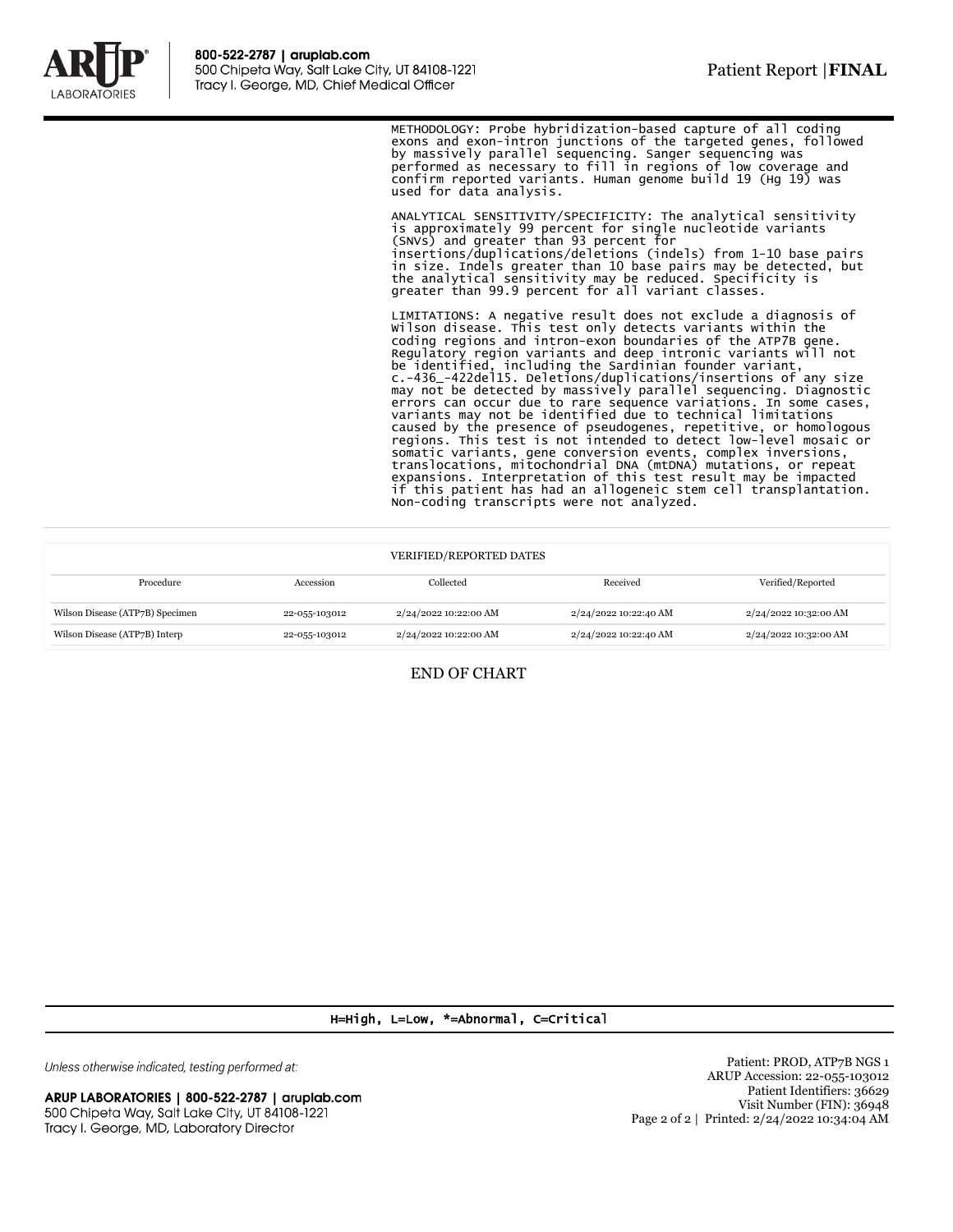METHODOLOGY: Probe hybridization-based capture of all coding exons and exon-intron junctions of the targeted genes, followed by massively parallel sequencing. Sanger sequencing was performed as necessary to fill in regions of low coverage and confirm reported variants. Human genome build 19 (Hg 19) was used for data analysis.

ANALYTICAL SENSITIVITY/SPECIFICITY: The analytical sensitivity is approximately 99 percent for single nucleotide variants (SNVs) and greater than 93 percent for insertions/duplications/deletions (indels) from 1-10 base pairs in size. Indels greater than 10 base pairs may be detected, but the analytical sensitivity may be reduced. Specificity is greater than 99.9 percent for all variant classes.

LIMITATIONS: A negative result does not exclude a diagnosis of Wilson disease. This test only detects variants within the coding regions and intron-exon boundaries of the ATP7B gene. Regulatory region variants and deep intronic variants will not be identified, including the Sardinian founder variant, c.-436_-422del15. Deletions/duplications/insertions of any size may not be detected by massively parallel sequencing. Diagnostic errors can occur due to rare sequence variations. In some cases, variants may not be identified due to technical limitations caused by the presence of pseudogenes, repetitive, or homologous regions. This test is not intended to detect low-level mosaic or somatic variants, gene conversion events, complex inversions, translocations, mitochondrial DNA (mtDNA) mutations, or repeat expansions. Interpretation of this test result may be impacted if this patient has had an allogeneic stem cell transplantation. Non-coding transcripts were not analyzed.

VERIFIED/REPORTED DATES

| Procedure | Accession | Collected | Received | Verified/Reported |
|---|---|---|---|---|
| Wilson Disease (ATP7B) Specimen | 22-055-103012 | 2/24/2022 10:22:00 AM | 2/24/2022 10:22:40 AM | 2/24/2022 10:32:00 AM |
| Wilson Disease (ATP7B) Interp | 22-055-103012 | 2/24/2022 10:22:00 AM | 2/24/2022 10:22:40 AM | 2/24/2022 10:32:00 AM |

END OF CHART

H=High, L=Low, *=Abnormal, C=Critical

*Unless otherwise indicated, testing performed at:*

**ARUP LABORATORIES | 800-522-2787 | aruplab.com**
500 Chipeta Way, Salt Lake City, UT 84108-1221
Tracy I. George, MD, Laboratory Director

Patient: PROD, ATP7B NGS 1
ARUP Accession: 22-055-103012
Patient Identifiers: 36629
Visit Number (FIN): 36948
Printed: 2/24/2022 10:34:04 AM